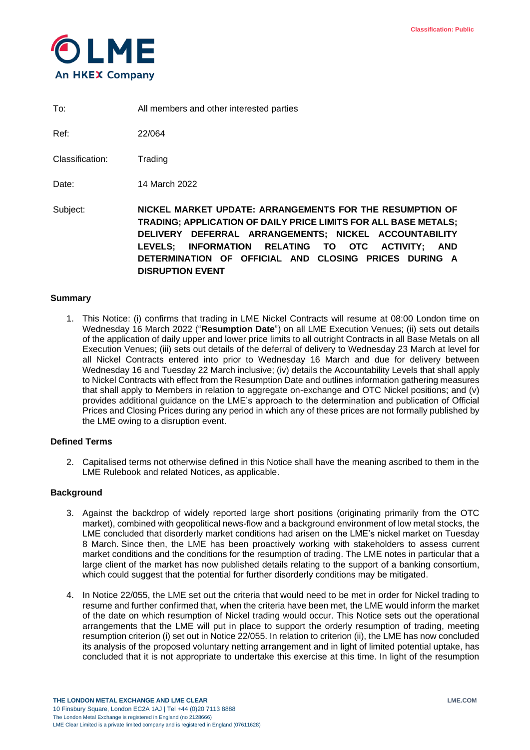Classification: Public

**LME**
An HKEX Company

| | |
|---|---|
| To: | All members and other interested parties |
| Ref: | 22/064 |
| Classification: | Trading |
| Date: | 14 March 2022 |
| Subject: | **NICKEL MARKET UPDATE: ARRANGEMENTS FOR THE RESUMPTION OF TRADING; APPLICATION OF DAILY PRICE LIMITS FOR ALL BASE METALS; DELIVERY DEFERRAL ARRANGEMENTS; NICKEL ACCOUNTABILITY LEVELS; INFORMATION RELATING TO OTC ACTIVITY; AND DETERMINATION OF OFFICIAL AND CLOSING PRICES DURING A DISRUPTION EVENT** |

## Summary

1. This Notice: (i) confirms that trading in LME Nickel Contracts will resume at 08:00 London time on Wednesday 16 March 2022 ("**Resumption Date**") on all LME Execution Venues; (ii) sets out details of the application of daily upper and lower price limits to all outright Contracts in all Base Metals on all Execution Venues; (iii) sets out details of the deferral of delivery to Wednesday 23 March at level for all Nickel Contracts entered into prior to Wednesday 16 March and due for delivery between Wednesday 16 and Tuesday 22 March inclusive; (iv) details the Accountability Levels that shall apply to Nickel Contracts with effect from the Resumption Date and outlines information gathering measures that shall apply to Members in relation to aggregate on-exchange and OTC Nickel positions; and (v) provides additional guidance on the LME's approach to the determination and publication of Official Prices and Closing Prices during any period in which any of these prices are not formally published by the LME owing to a disruption event.

## Defined Terms

2. Capitalised terms not otherwise defined in this Notice shall have the meaning ascribed to them in the LME Rulebook and related Notices, as applicable.

## Background

3. Against the backdrop of widely reported large short positions (originating primarily from the OTC market), combined with geopolitical news-flow and a background environment of low metal stocks, the LME concluded that disorderly market conditions had arisen on the LME's nickel market on Tuesday 8 March. Since then, the LME has been proactively working with stakeholders to assess current market conditions and the conditions for the resumption of trading. The LME notes in particular that a large client of the market has now published details relating to the support of a banking consortium, which could suggest that the potential for further disorderly conditions may be mitigated.

4. In Notice 22/055, the LME set out the criteria that would need to be met in order for Nickel trading to resume and further confirmed that, when the criteria have been met, the LME would inform the market of the date on which resumption of Nickel trading would occur. This Notice sets out the operational arrangements that the LME will put in place to support the orderly resumption of trading, meeting resumption criterion (i) set out in Notice 22/055. In relation to criterion (ii), the LME has now concluded its analysis of the proposed voluntary netting arrangement and in light of limited potential uptake, has concluded that it is not appropriate to undertake this exercise at this time. In light of the resumption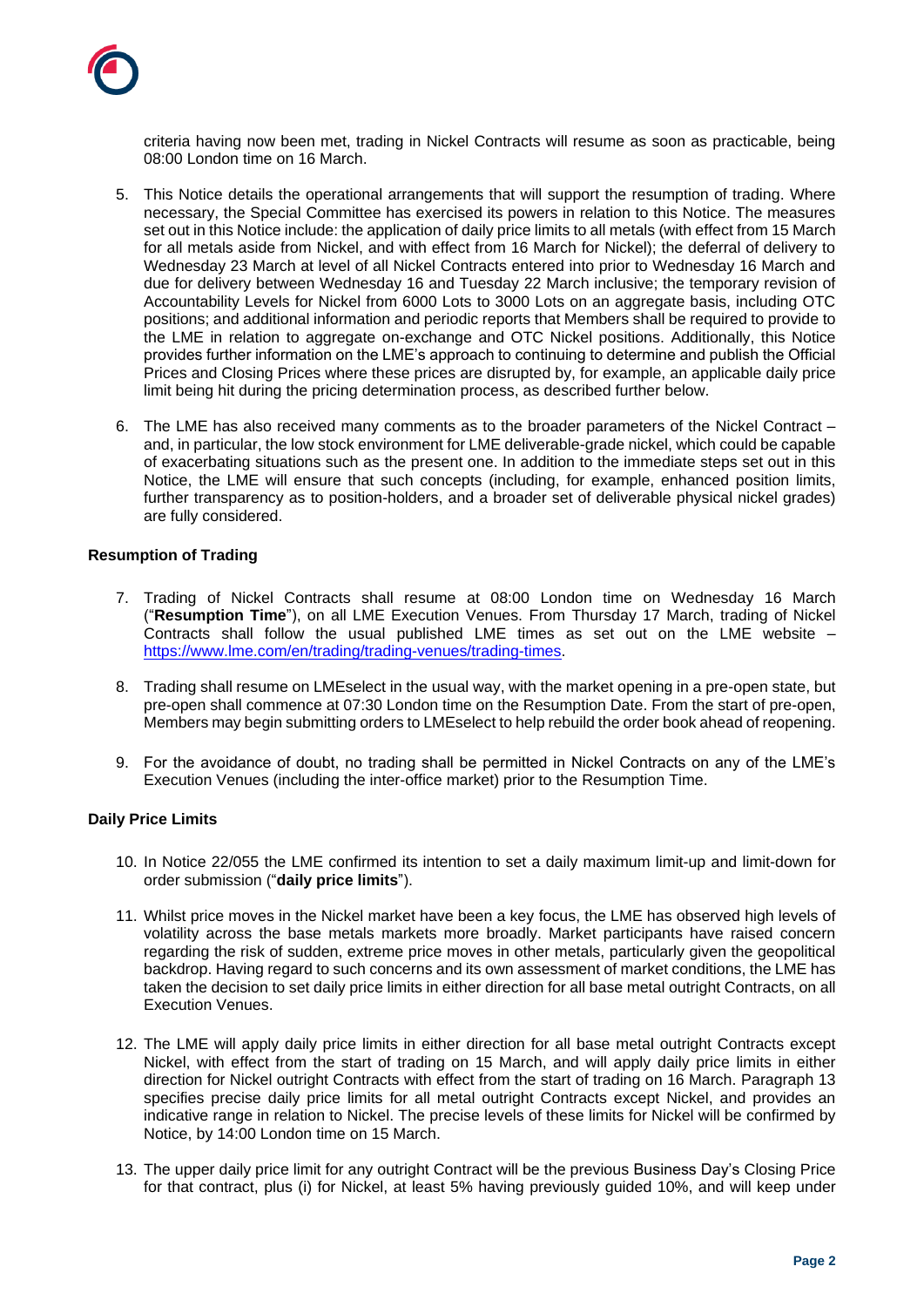criteria having now been met, trading in Nickel Contracts will resume as soon as practicable, being 08:00 London time on 16 March.

5. This Notice details the operational arrangements that will support the resumption of trading. Where necessary, the Special Committee has exercised its powers in relation to this Notice. The measures set out in this Notice include: the application of daily price limits to all metals (with effect from 15 March for all metals aside from Nickel, and with effect from 16 March for Nickel); the deferral of delivery to Wednesday 23 March at level of all Nickel Contracts entered into prior to Wednesday 16 March and due for delivery between Wednesday 16 and Tuesday 22 March inclusive; the temporary revision of Accountability Levels for Nickel from 6000 Lots to 3000 Lots on an aggregate basis, including OTC positions; and additional information and periodic reports that Members shall be required to provide to the LME in relation to aggregate on-exchange and OTC Nickel positions. Additionally, this Notice provides further information on the LME's approach to continuing to determine and publish the Official Prices and Closing Prices where these prices are disrupted by, for example, an applicable daily price limit being hit during the pricing determination process, as described further below.

6. The LME has also received many comments as to the broader parameters of the Nickel Contract – and, in particular, the low stock environment for LME deliverable-grade nickel, which could be capable of exacerbating situations such as the present one. In addition to the immediate steps set out in this Notice, the LME will ensure that such concepts (including, for example, enhanced position limits, further transparency as to position-holders, and a broader set of deliverable physical nickel grades) are fully considered.

**Resumption of Trading**

7. Trading of Nickel Contracts shall resume at 08:00 London time on Wednesday 16 March ("**Resumption Time**"), on all LME Execution Venues. From Thursday 17 March, trading of Nickel Contracts shall follow the usual published LME times as set out on the LME website – https://www.lme.com/en/trading/trading-venues/trading-times.

8. Trading shall resume on LMEselect in the usual way, with the market opening in a pre-open state, but pre-open shall commence at 07:30 London time on the Resumption Date. From the start of pre-open, Members may begin submitting orders to LMEselect to help rebuild the order book ahead of reopening.

9. For the avoidance of doubt, no trading shall be permitted in Nickel Contracts on any of the LME's Execution Venues (including the inter-office market) prior to the Resumption Time.

**Daily Price Limits**

10. In Notice 22/055 the LME confirmed its intention to set a daily maximum limit-up and limit-down for order submission ("**daily price limits**").

11. Whilst price moves in the Nickel market have been a key focus, the LME has observed high levels of volatility across the base metals markets more broadly. Market participants have raised concern regarding the risk of sudden, extreme price moves in other metals, particularly given the geopolitical backdrop. Having regard to such concerns and its own assessment of market conditions, the LME has taken the decision to set daily price limits in either direction for all base metal outright Contracts, on all Execution Venues.

12. The LME will apply daily price limits in either direction for all base metal outright Contracts except Nickel, with effect from the start of trading on 15 March, and will apply daily price limits in either direction for Nickel outright Contracts with effect from the start of trading on 16 March. Paragraph 13 specifies precise daily price limits for all metal outright Contracts except Nickel, and provides an indicative range in relation to Nickel. The precise levels of these limits for Nickel will be confirmed by Notice, by 14:00 London time on 15 March.

13. The upper daily price limit for any outright Contract will be the previous Business Day's Closing Price for that contract, plus (i) for Nickel, at least 5% having previously guided 10%, and will keep under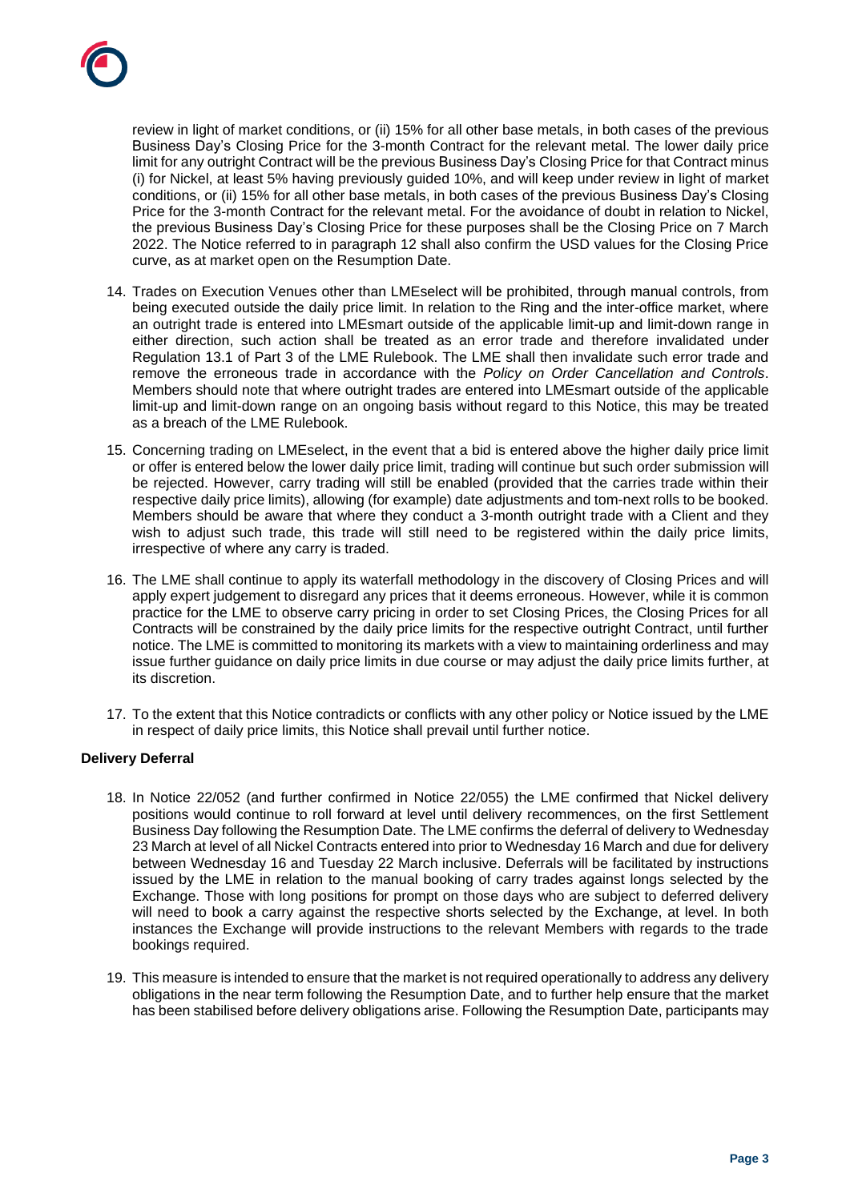review in light of market conditions, or (ii) 15% for all other base metals, in both cases of the previous Business Day's Closing Price for the 3-month Contract for the relevant metal. The lower daily price limit for any outright Contract will be the previous Business Day's Closing Price for that Contract minus (i) for Nickel, at least 5% having previously guided 10%, and will keep under review in light of market conditions, or (ii) 15% for all other base metals, in both cases of the previous Business Day's Closing Price for the 3-month Contract for the relevant metal. For the avoidance of doubt in relation to Nickel, the previous Business Day's Closing Price for these purposes shall be the Closing Price on 7 March 2022. The Notice referred to in paragraph 12 shall also confirm the USD values for the Closing Price curve, as at market open on the Resumption Date.

14. Trades on Execution Venues other than LMEselect will be prohibited, through manual controls, from being executed outside the daily price limit. In relation to the Ring and the inter-office market, where an outright trade is entered into LMEsmart outside of the applicable limit-up and limit-down range in either direction, such action shall be treated as an error trade and therefore invalidated under Regulation 13.1 of Part 3 of the LME Rulebook. The LME shall then invalidate such error trade and remove the erroneous trade in accordance with the *Policy on Order Cancellation and Controls*. Members should note that where outright trades are entered into LMEsmart outside of the applicable limit-up and limit-down range on an ongoing basis without regard to this Notice, this may be treated as a breach of the LME Rulebook.

15. Concerning trading on LMEselect, in the event that a bid is entered above the higher daily price limit or offer is entered below the lower daily price limit, trading will continue but such order submission will be rejected. However, carry trading will still be enabled (provided that the carries trade within their respective daily price limits), allowing (for example) date adjustments and tom-next rolls to be booked. Members should be aware that where they conduct a 3-month outright trade with a Client and they wish to adjust such trade, this trade will still need to be registered within the daily price limits, irrespective of where any carry is traded.

16. The LME shall continue to apply its waterfall methodology in the discovery of Closing Prices and will apply expert judgement to disregard any prices that it deems erroneous. However, while it is common practice for the LME to observe carry pricing in order to set Closing Prices, the Closing Prices for all Contracts will be constrained by the daily price limits for the respective outright Contract, until further notice. The LME is committed to monitoring its markets with a view to maintaining orderliness and may issue further guidance on daily price limits in due course or may adjust the daily price limits further, at its discretion.

17. To the extent that this Notice contradicts or conflicts with any other policy or Notice issued by the LME in respect of daily price limits, this Notice shall prevail until further notice.

**Delivery Deferral**

18. In Notice 22/052 (and further confirmed in Notice 22/055) the LME confirmed that Nickel delivery positions would continue to roll forward at level until delivery recommences, on the first Settlement Business Day following the Resumption Date. The LME confirms the deferral of delivery to Wednesday 23 March at level of all Nickel Contracts entered into prior to Wednesday 16 March and due for delivery between Wednesday 16 and Tuesday 22 March inclusive. Deferrals will be facilitated by instructions issued by the LME in relation to the manual booking of carry trades against longs selected by the Exchange. Those with long positions for prompt on those days who are subject to deferred delivery will need to book a carry against the respective shorts selected by the Exchange, at level. In both instances the Exchange will provide instructions to the relevant Members with regards to the trade bookings required.

19. This measure is intended to ensure that the market is not required operationally to address any delivery obligations in the near term following the Resumption Date, and to further help ensure that the market has been stabilised before delivery obligations arise. Following the Resumption Date, participants may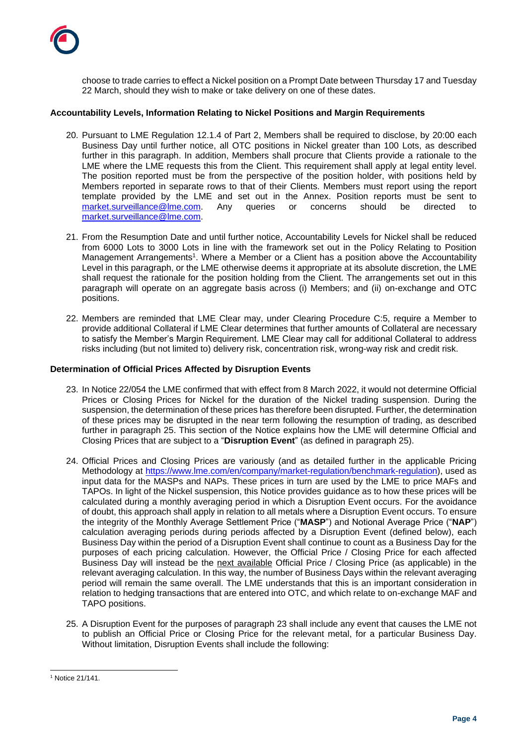choose to trade carries to effect a Nickel position on a Prompt Date between Thursday 17 and Tuesday 22 March, should they wish to make or take delivery on one of these dates.

**Accountability Levels, Information Relating to Nickel Positions and Margin Requirements**

20. Pursuant to LME Regulation 12.1.4 of Part 2, Members shall be required to disclose, by 20:00 each Business Day until further notice, all OTC positions in Nickel greater than 100 Lots, as described further in this paragraph. In addition, Members shall procure that Clients provide a rationale to the LME where the LME requests this from the Client. This requirement shall apply at legal entity level. The position reported must be from the perspective of the position holder, with positions held by Members reported in separate rows to that of their Clients. Members must report using the report template provided by the LME and set out in the Annex. Position reports must be sent to market.surveillance@lme.com. Any queries or concerns should be directed to market.surveillance@lme.com.

21. From the Resumption Date and until further notice, Accountability Levels for Nickel shall be reduced from 6000 Lots to 3000 Lots in line with the framework set out in the Policy Relating to Position Management Arrangements[1]. Where a Member or a Client has a position above the Accountability Level in this paragraph, or the LME otherwise deems it appropriate at its absolute discretion, the LME shall request the rationale for the position holding from the Client. The arrangements set out in this paragraph will operate on an aggregate basis across (i) Members; and (ii) on-exchange and OTC positions.

22. Members are reminded that LME Clear may, under Clearing Procedure C:5, require a Member to provide additional Collateral if LME Clear determines that further amounts of Collateral are necessary to satisfy the Member's Margin Requirement. LME Clear may call for additional Collateral to address risks including (but not limited to) delivery risk, concentration risk, wrong-way risk and credit risk.

**Determination of Official Prices Affected by Disruption Events**

23. In Notice 22/054 the LME confirmed that with effect from 8 March 2022, it would not determine Official Prices or Closing Prices for Nickel for the duration of the Nickel trading suspension. During the suspension, the determination of these prices has therefore been disrupted. Further, the determination of these prices may be disrupted in the near term following the resumption of trading, as described further in paragraph 25. This section of the Notice explains how the LME will determine Official and Closing Prices that are subject to a "**Disruption Event**" (as defined in paragraph 25).

24. Official Prices and Closing Prices are variously (and as detailed further in the applicable Pricing Methodology at https://www.lme.com/en/company/market-regulation/benchmark-regulation), used as input data for the MASPs and NAPs. These prices in turn are used by the LME to price MAFs and TAPOs. In light of the Nickel suspension, this Notice provides guidance as to how these prices will be calculated during a monthly averaging period in which a Disruption Event occurs. For the avoidance of doubt, this approach shall apply in relation to all metals where a Disruption Event occurs. To ensure the integrity of the Monthly Average Settlement Price ("**MASP**") and Notional Average Price ("**NAP**") calculation averaging periods during periods affected by a Disruption Event (defined below), each Business Day within the period of a Disruption Event shall continue to count as a Business Day for the purposes of each pricing calculation. However, the Official Price / Closing Price for each affected Business Day will instead be the next available Official Price / Closing Price (as applicable) in the relevant averaging calculation. In this way, the number of Business Days within the relevant averaging period will remain the same overall. The LME understands that this is an important consideration in relation to hedging transactions that are entered into OTC, and which relate to on-exchange MAF and TAPO positions.

25. A Disruption Event for the purposes of paragraph 23 shall include any event that causes the LME not to publish an Official Price or Closing Price for the relevant metal, for a particular Business Day. Without limitation, Disruption Events shall include the following:

---

[1] Notice 21/141.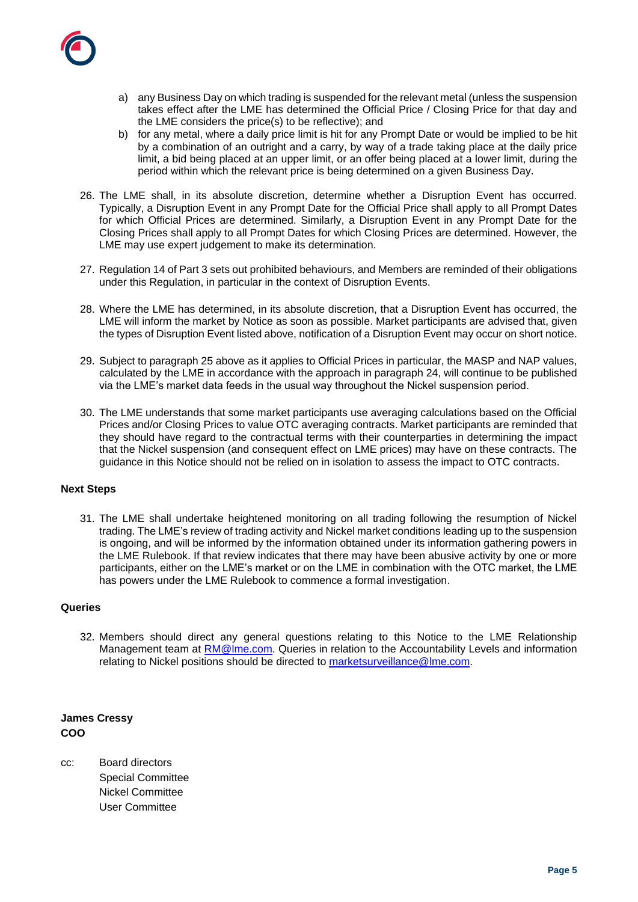a) any Business Day on which trading is suspended for the relevant metal (unless the suspension takes effect after the LME has determined the Official Price / Closing Price for that day and the LME considers the price(s) to be reflective); and
b) for any metal, where a daily price limit is hit for any Prompt Date or would be implied to be hit by a combination of an outright and a carry, by way of a trade taking place at the daily price limit, a bid being placed at an upper limit, or an offer being placed at a lower limit, during the period within which the relevant price is being determined on a given Business Day.

26. The LME shall, in its absolute discretion, determine whether a Disruption Event has occurred. Typically, a Disruption Event in any Prompt Date for the Official Price shall apply to all Prompt Dates for which Official Prices are determined. Similarly, a Disruption Event in any Prompt Date for the Closing Prices shall apply to all Prompt Dates for which Closing Prices are determined. However, the LME may use expert judgement to make its determination.

27. Regulation 14 of Part 3 sets out prohibited behaviours, and Members are reminded of their obligations under this Regulation, in particular in the context of Disruption Events.

28. Where the LME has determined, in its absolute discretion, that a Disruption Event has occurred, the LME will inform the market by Notice as soon as possible. Market participants are advised that, given the types of Disruption Event listed above, notification of a Disruption Event may occur on short notice.

29. Subject to paragraph 25 above as it applies to Official Prices in particular, the MASP and NAP values, calculated by the LME in accordance with the approach in paragraph 24, will continue to be published via the LME's market data feeds in the usual way throughout the Nickel suspension period.

30. The LME understands that some market participants use averaging calculations based on the Official Prices and/or Closing Prices to value OTC averaging contracts. Market participants are reminded that they should have regard to the contractual terms with their counterparties in determining the impact that the Nickel suspension (and consequent effect on LME prices) may have on these contracts. The guidance in this Notice should not be relied on in isolation to assess the impact to OTC contracts.

**Next Steps**

31. The LME shall undertake heightened monitoring on all trading following the resumption of Nickel trading. The LME's review of trading activity and Nickel market conditions leading up to the suspension is ongoing, and will be informed by the information obtained under its information gathering powers in the LME Rulebook. If that review indicates that there may have been abusive activity by one or more participants, either on the LME's market or on the LME in combination with the OTC market, the LME has powers under the LME Rulebook to commence a formal investigation.

**Queries**

32. Members should direct any general questions relating to this Notice to the LME Relationship Management team at RM@lme.com. Queries in relation to the Accountability Levels and information relating to Nickel positions should be directed to marketsurveillance@lme.com.

**James Cressy**
**COO**

cc: Board directors
Special Committee
Nickel Committee
User Committee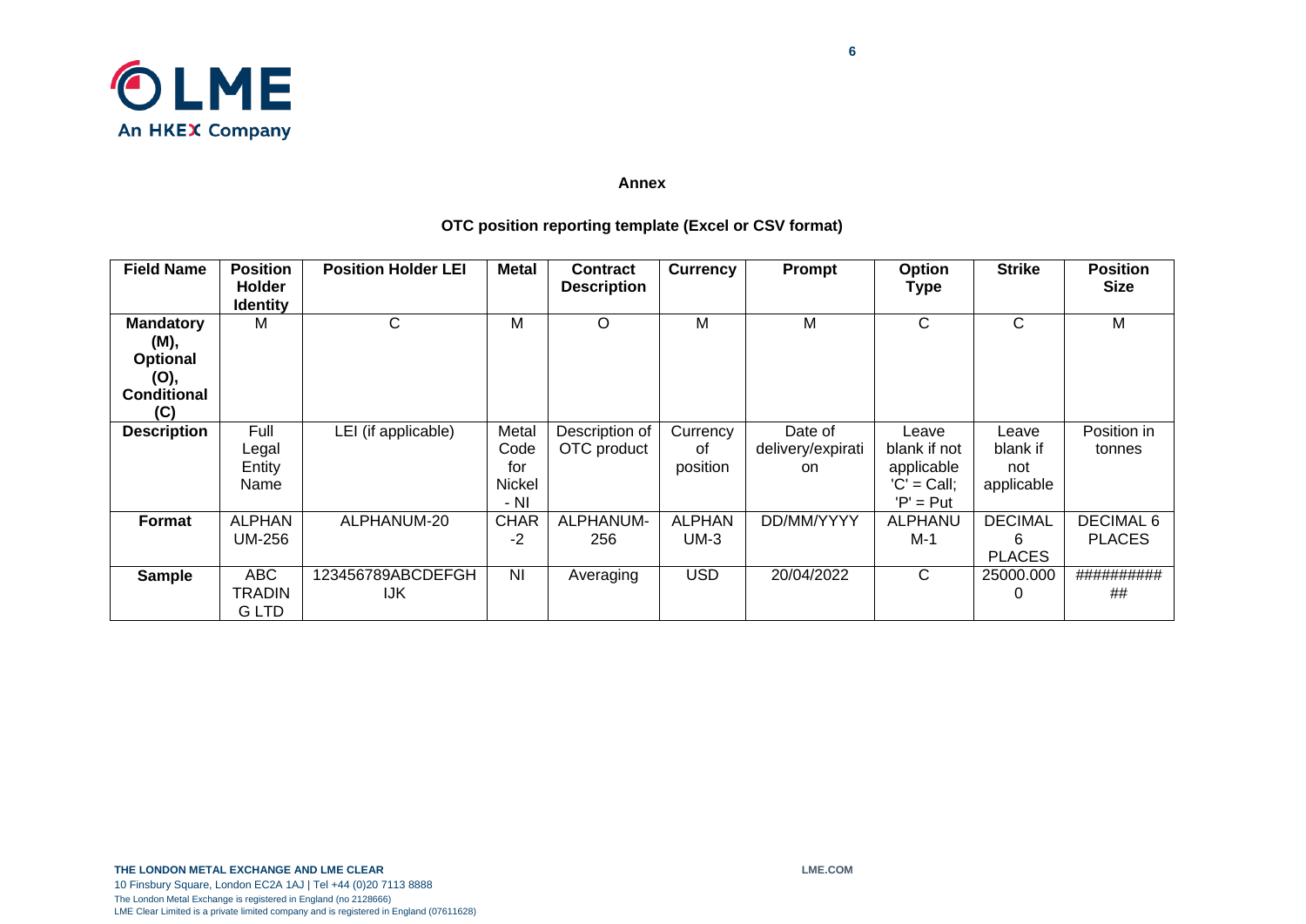**Annex**

**OTC position reporting template (Excel or CSV format)**

| Field Name | Position Holder Identity | Position Holder LEI | Metal | Contract Description | Currency | Prompt | Option Type | Strike | Position Size |
|---|---|---|---|---|---|---|---|---|---|
| **Mandatory (M), Optional (O), Conditional (C)** | M | C | M | O | M | M | C | C | M |
| **Description** | Full Legal Entity Name | LEI (if applicable) | Metal Code for Nickel - NI | Description of OTC product | Currency of position | Date of delivery/expiration | Leave blank if not applicable 'C' = Call; 'P' = Put | Leave blank if not applicable | Position in tonnes |
| **Format** | ALPHANUM-256 | ALPHANUM-20 | CHAR-2 | ALPHANUM-256 | ALPHANUM-3 | DD/MM/YYYY | ALPHANUM-1 | DECIMAL 6 PLACES | DECIMAL 6 PLACES |
| **Sample** | ABC TRADING LTD | 123456789ABCDEFGHIJK | NI | Averaging | USD | 20/04/2022 | C | 25000.0000 | ############ |

**THE LONDON METAL EXCHANGE AND LME CLEAR**
10 Finsbury Square, London EC2A 1AJ | Tel +44 (0)20 7113 8888
The London Metal Exchange is registered in England (no 2128666)
LME Clear Limited is a private limited company and is registered in England (07611628)